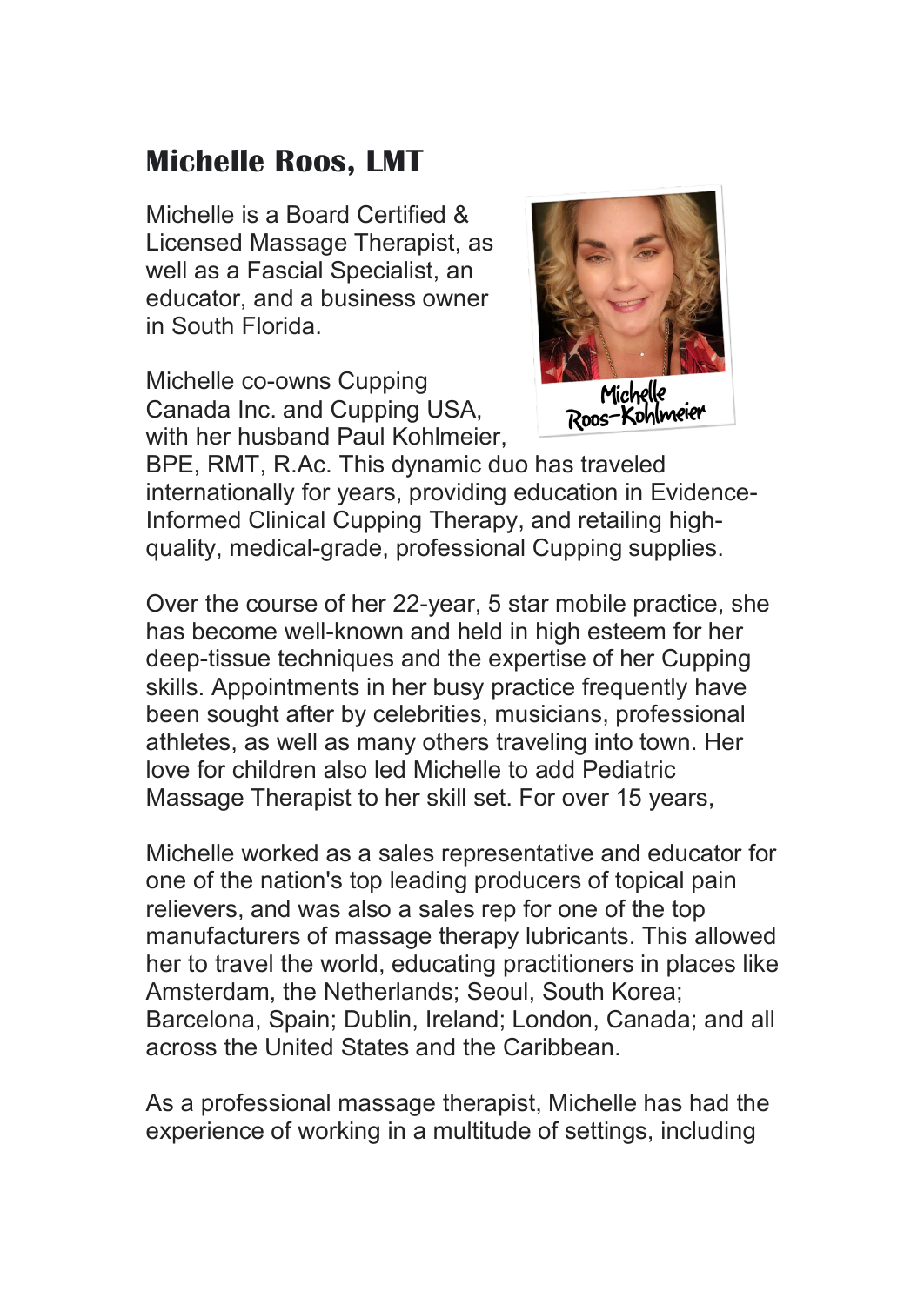## Michelle Roos, LMT

Michelle is a Board Certified & Licensed Massage Therapist, as well as a Fascial Specialist, an educator, and a business owner in South Florida.

Michelle co-owns Cupping Canada Inc. and Cupping USA, with her husband Paul Kohlmeier, BPE, RMT, R.Ac. This dynamic duo has traveled internationally for years, providing education in Evidence-Informed Clinical Cupping Therapy, and retailing high-quality, medical-grade, professional Cupping supplies.

Over the course of her 22-year, 5 star mobile practice, she has become well-known and held in high esteem for her deep-tissue techniques and the expertise of her Cupping skills. Appointments in her busy practice frequently have been sought after by celebrities, musicians, professional athletes, as well as many others traveling into town. Her love for children also led Michelle to add Pediatric Massage Therapist to her skill set. For over 15 years,

Michelle worked as a sales representative and educator for one of the nation's top leading producers of topical pain relievers, and was also a sales rep for one of the top manufacturers of massage therapy lubricants. This allowed her to travel the world, educating practitioners in places like Amsterdam, the Netherlands; Seoul, South Korea; Barcelona, Spain; Dublin, Ireland; London, Canada; and all across the United States and the Caribbean.

As a professional massage therapist, Michelle has had the experience of working in a multitude of settings, including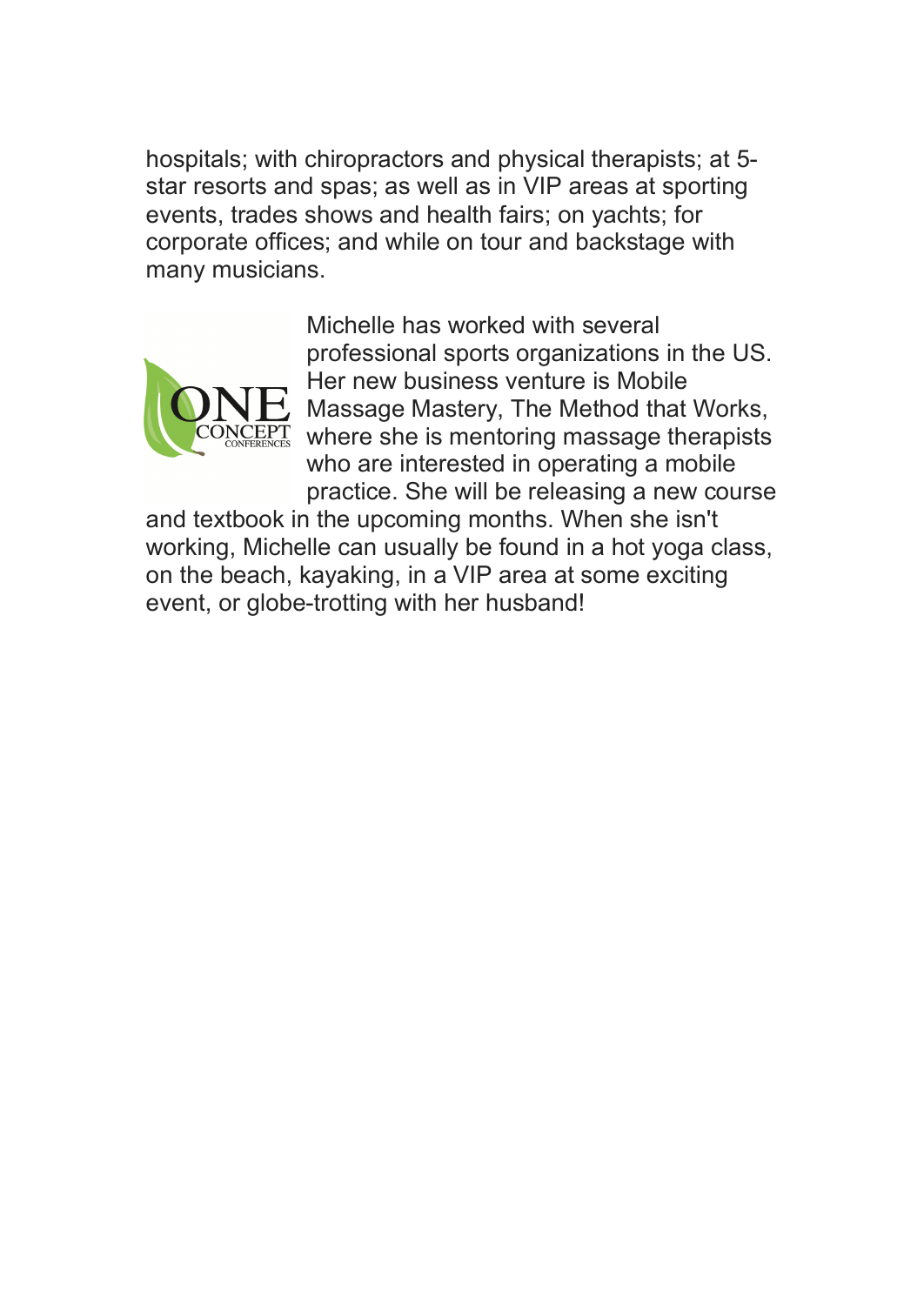hospitals; with chiropractors and physical therapists; at 5-star resorts and spas; as well as in VIP areas at sporting events, trades shows and health fairs; on yachts; for corporate offices; and while on tour and backstage with many musicians.

Michelle has worked with several professional sports organizations in the US. Her new business venture is Mobile Massage Mastery, The Method that Works, where she is mentoring massage therapists who are interested in operating a mobile practice. She will be releasing a new course and textbook in the upcoming months. When she isn't working, Michelle can usually be found in a hot yoga class, on the beach, kayaking, in a VIP area at some exciting event, or globe-trotting with her husband!